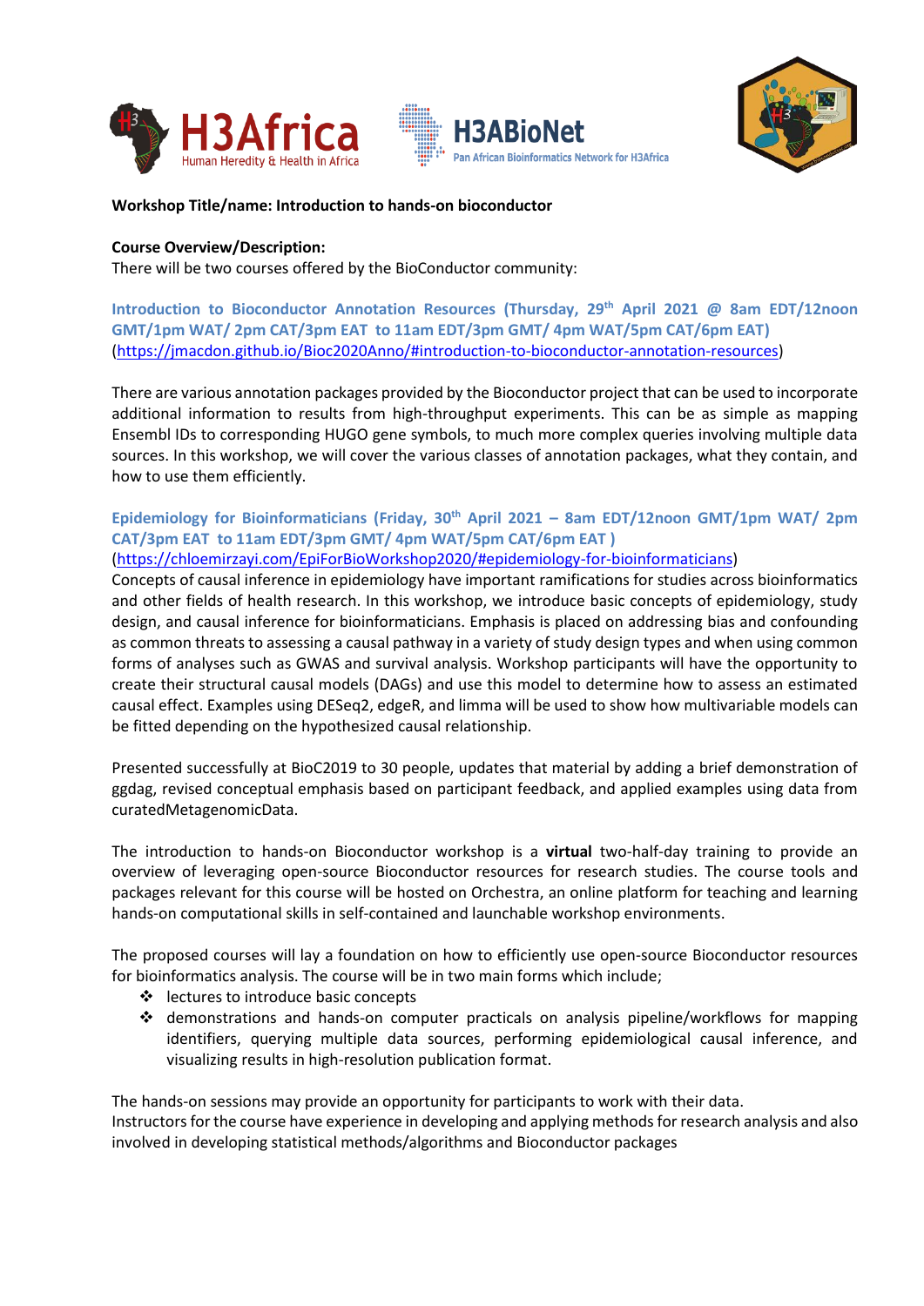H3Africa
Human Heredity & Health in Africa

H3ABioNet
Pan African Bioinformatics Network for H3Africa

**Workshop Title/name: Introduction to hands-on bioconductor**

**Course Overview/Description:**
There will be two courses offered by the BioConductor community:

**Introduction to Bioconductor Annotation Resources (Thursday, 29th April 2021 @ 8am EDT/12noon GMT/1pm WAT/ 2pm CAT/3pm EAT to 11am EDT/3pm GMT/ 4pm WAT/5pm CAT/6pm EAT)**
(https://jmacdon.github.io/Bioc2020Anno/#introduction-to-bioconductor-annotation-resources)

There are various annotation packages provided by the Bioconductor project that can be used to incorporate additional information to results from high-throughput experiments. This can be as simple as mapping Ensembl IDs to corresponding HUGO gene symbols, to much more complex queries involving multiple data sources. In this workshop, we will cover the various classes of annotation packages, what they contain, and how to use them efficiently.

**Epidemiology for Bioinformaticians (Friday, 30th April 2021 – 8am EDT/12noon GMT/1pm WAT/ 2pm CAT/3pm EAT to 11am EDT/3pm GMT/ 4pm WAT/5pm CAT/6pm EAT )**
(https://chloemirzayi.com/EpiForBioWorkshop2020/#epidemiology-for-bioinformaticians)
Concepts of causal inference in epidemiology have important ramifications for studies across bioinformatics and other fields of health research. In this workshop, we introduce basic concepts of epidemiology, study design, and causal inference for bioinformaticians. Emphasis is placed on addressing bias and confounding as common threats to assessing a causal pathway in a variety of study design types and when using common forms of analyses such as GWAS and survival analysis. Workshop participants will have the opportunity to create their structural causal models (DAGs) and use this model to determine how to assess an estimated causal effect. Examples using DESeq2, edgeR, and limma will be used to show how multivariable models can be fitted depending on the hypothesized causal relationship.

Presented successfully at BioC2019 to 30 people, updates that material by adding a brief demonstration of ggdag, revised conceptual emphasis based on participant feedback, and applied examples using data from curatedMetagenomicData.

The introduction to hands-on Bioconductor workshop is a **virtual** two-half-day training to provide an overview of leveraging open-source Bioconductor resources for research studies. The course tools and packages relevant for this course will be hosted on Orchestra, an online platform for teaching and learning hands-on computational skills in self-contained and launchable workshop environments.

The proposed courses will lay a foundation on how to efficiently use open-source Bioconductor resources for bioinformatics analysis. The course will be in two main forms which include;

- lectures to introduce basic concepts
- demonstrations and hands-on computer practicals on analysis pipeline/workflows for mapping identifiers, querying multiple data sources, performing epidemiological causal inference, and visualizing results in high-resolution publication format.

The hands-on sessions may provide an opportunity for participants to work with their data.
Instructors for the course have experience in developing and applying methods for research analysis and also involved in developing statistical methods/algorithms and Bioconductor packages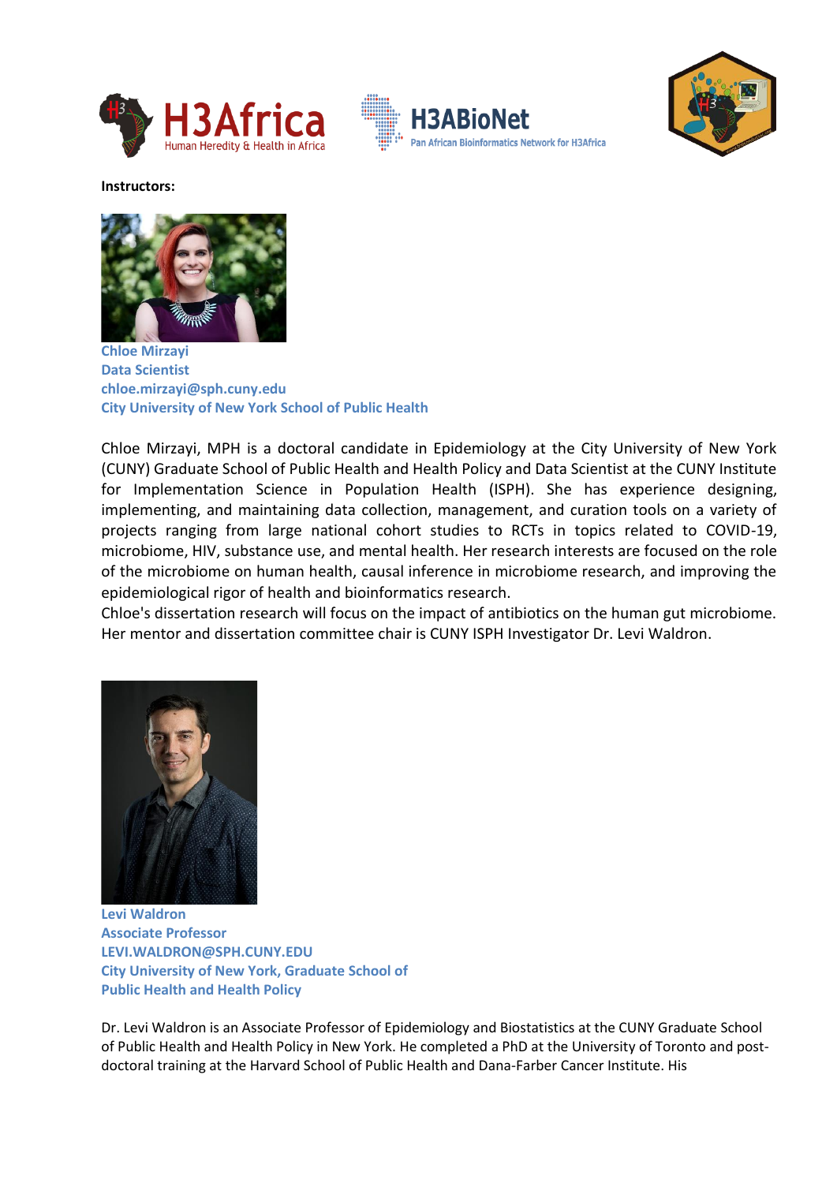**Instructors:**

**Chloe Mirzayi**
**Data Scientist**
**chloe.mirzayi@sph.cuny.edu**
**City University of New York School of Public Health**

Chloe Mirzayi, MPH is a doctoral candidate in Epidemiology at the City University of New York (CUNY) Graduate School of Public Health and Health Policy and Data Scientist at the CUNY Institute for Implementation Science in Population Health (ISPH). She has experience designing, implementing, and maintaining data collection, management, and curation tools on a variety of projects ranging from large national cohort studies to RCTs in topics related to COVID-19, microbiome, HIV, substance use, and mental health. Her research interests are focused on the role of the microbiome on human health, causal inference in microbiome research, and improving the epidemiological rigor of health and bioinformatics research.
Chloe's dissertation research will focus on the impact of antibiotics on the human gut microbiome. Her mentor and dissertation committee chair is CUNY ISPH Investigator Dr. Levi Waldron.

**Levi Waldron**
**Associate Professor**
**LEVI.WALDRON@SPH.CUNY.EDU**
**City University of New York, Graduate School of Public Health and Health Policy**

Dr. Levi Waldron is an Associate Professor of Epidemiology and Biostatistics at the CUNY Graduate School of Public Health and Health Policy in New York. He completed a PhD at the University of Toronto and post-doctoral training at the Harvard School of Public Health and Dana-Farber Cancer Institute. His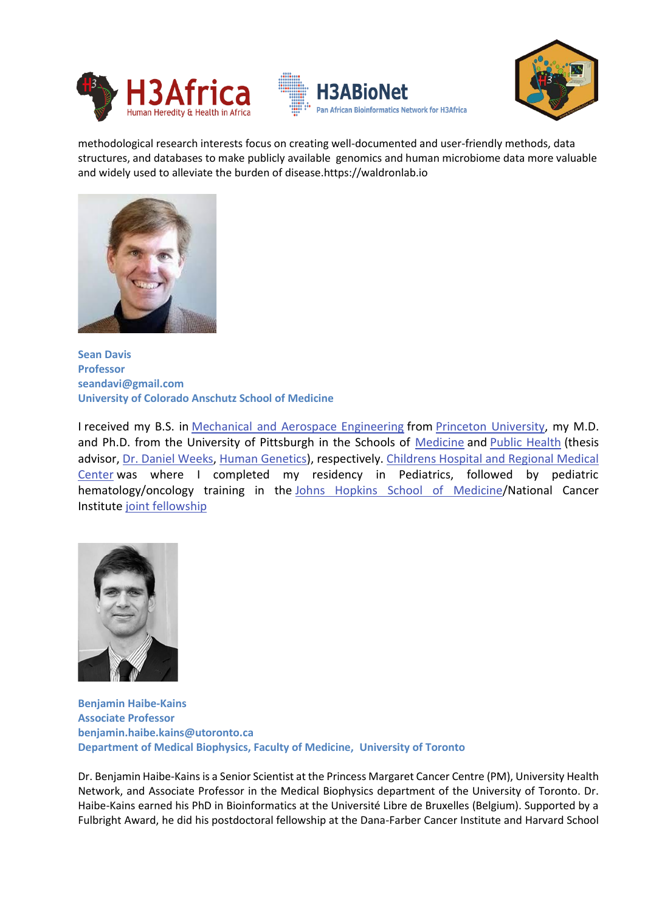methodological research interests focus on creating well-documented and user-friendly methods, data structures, and databases to make publicly available genomics and human microbiome data more valuable and widely used to alleviate the burden of disease.https://waldronlab.io

**Sean Davis**
**Professor**
**seandavi@gmail.com**
**University of Colorado Anschutz School of Medicine**

I received my B.S. in Mechanical and Aerospace Engineering from Princeton University, my M.D. and Ph.D. from the University of Pittsburgh in the Schools of Medicine and Public Health (thesis advisor, Dr. Daniel Weeks, Human Genetics), respectively. Childrens Hospital and Regional Medical Center was where I completed my residency in Pediatrics, followed by pediatric hematology/oncology training in the Johns Hopkins School of Medicine/National Cancer Institute joint fellowship

**Benjamin Haibe-Kains**
**Associate Professor**
**benjamin.haibe.kains@utoronto.ca**
**Department of Medical Biophysics, Faculty of Medicine, University of Toronto**

Dr. Benjamin Haibe-Kains is a Senior Scientist at the Princess Margaret Cancer Centre (PM), University Health Network, and Associate Professor in the Medical Biophysics department of the University of Toronto. Dr. Haibe-Kains earned his PhD in Bioinformatics at the Université Libre de Bruxelles (Belgium). Supported by a Fulbright Award, he did his postdoctoral fellowship at the Dana-Farber Cancer Institute and Harvard School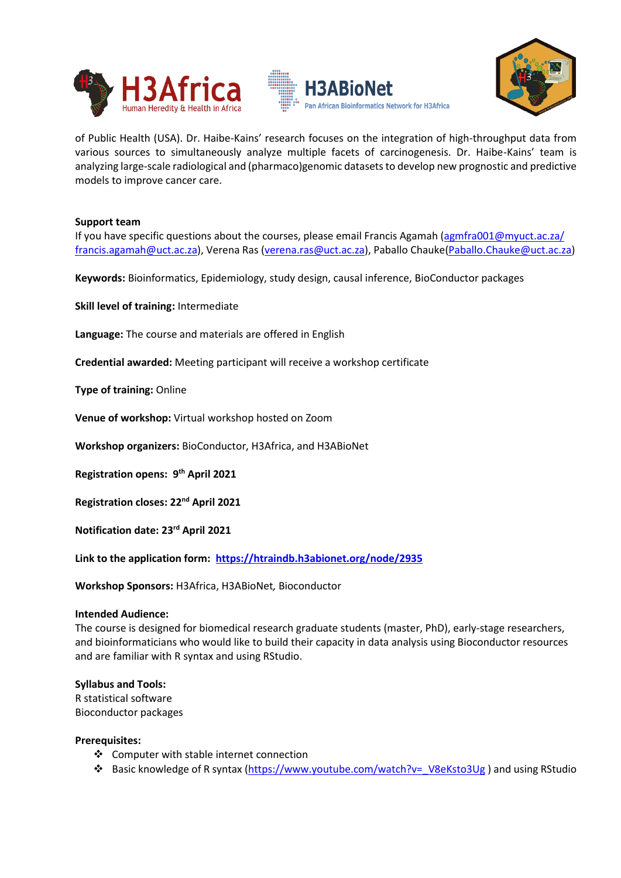of Public Health (USA). Dr. Haibe-Kains' research focuses on the integration of high-throughput data from various sources to simultaneously analyze multiple facets of carcinogenesis. Dr. Haibe-Kains' team is analyzing large-scale radiological and (pharmaco)genomic datasets to develop new prognostic and predictive models to improve cancer care.

**Support team**
If you have specific questions about the courses, please email Francis Agamah (agmfra001@myuct.ac.za/ francis.agamah@uct.ac.za), Verena Ras (verena.ras@uct.ac.za), Paballo Chauke(Paballo.Chauke@uct.ac.za)

**Keywords:** Bioinformatics, Epidemiology, study design, causal inference, BioConductor packages

**Skill level of training:** Intermediate

**Language:** The course and materials are offered in English

**Credential awarded:** Meeting participant will receive a workshop certificate

**Type of training:** Online

**Venue of workshop:** Virtual workshop hosted on Zoom

**Workshop organizers:** BioConductor, H3Africa, and H3ABioNet

**Registration opens: 9th April 2021**

**Registration closes: 22nd April 2021**

**Notification date: 23rd April 2021**

**Link to the application form: https://htraindb.h3abionet.org/node/2935**

**Workshop Sponsors:** H3Africa, H3ABioNet, Bioconductor

**Intended Audience:**
The course is designed for biomedical research graduate students (master, PhD), early-stage researchers, and bioinformaticians who would like to build their capacity in data analysis using Bioconductor resources and are familiar with R syntax and using RStudio.

**Syllabus and Tools:**
R statistical software
Bioconductor packages

**Prerequisites:**

- Computer with stable internet connection
- Basic knowledge of R syntax (https://www.youtube.com/watch?v=_V8eKsto3Ug ) and using RStudio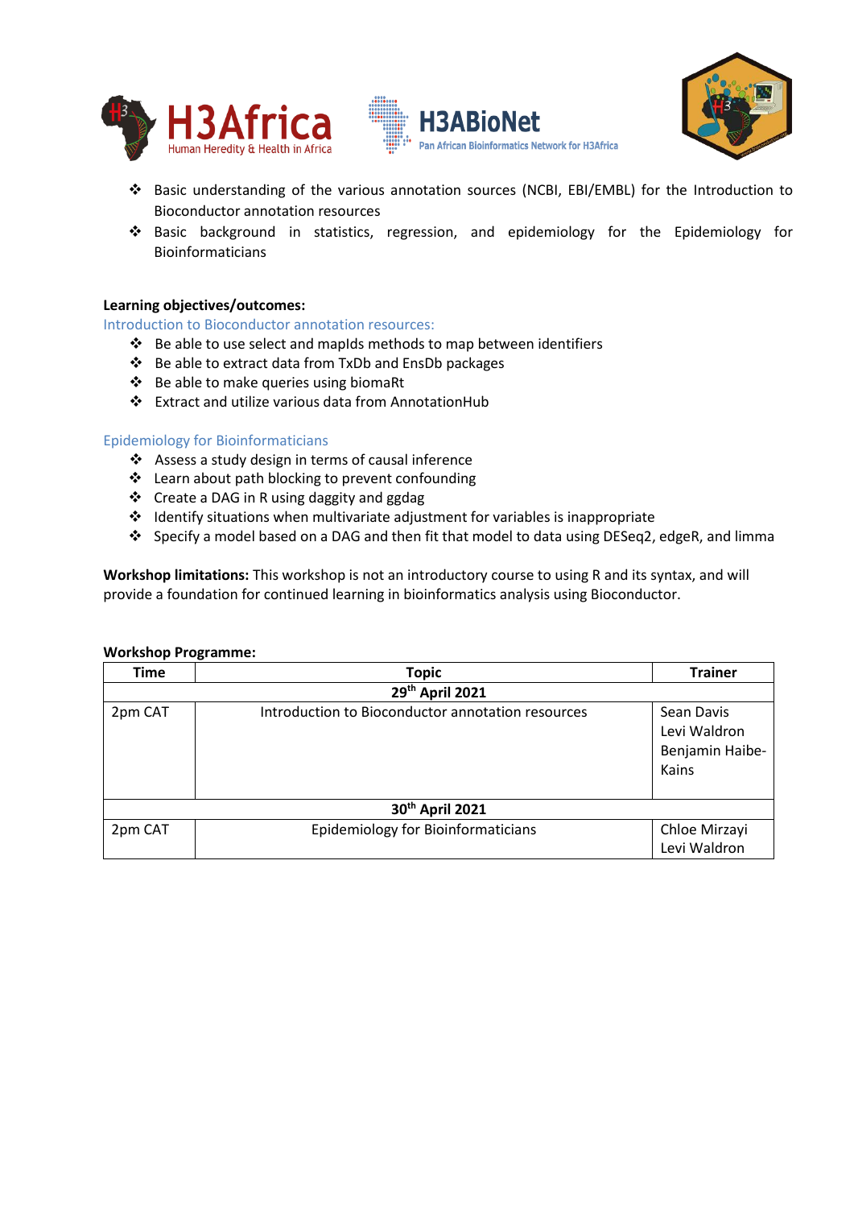- Basic understanding of the various annotation sources (NCBI, EBI/EMBL) for the Introduction to Bioconductor annotation resources
- Basic background in statistics, regression, and epidemiology for the Epidemiology for Bioinformaticians

**Learning objectives/outcomes:**

Introduction to Bioconductor annotation resources:

- Be able to use select and mapIds methods to map between identifiers
- Be able to extract data from TxDb and EnsDb packages
- Be able to make queries using biomaRt
- Extract and utilize various data from AnnotationHub

Epidemiology for Bioinformaticians

- Assess a study design in terms of causal inference
- Learn about path blocking to prevent confounding
- Create a DAG in R using daggity and ggdag
- Identify situations when multivariate adjustment for variables is inappropriate
- Specify a model based on a DAG and then fit that model to data using DESeq2, edgeR, and limma

**Workshop limitations:** This workshop is not an introductory course to using R and its syntax, and will provide a foundation for continued learning in bioinformatics analysis using Bioconductor.

**Workshop Programme:**

| Time | Topic | Trainer |
|---|---|---|
| | **29th April 2021** | |
| 2pm CAT | Introduction to Bioconductor annotation resources | Sean Davis<br>Levi Waldron<br>Benjamin Haibe-Kains |
| | **30th April 2021** | |
| 2pm CAT | Epidemiology for Bioinformaticians | Chloe Mirzayi<br>Levi Waldron |